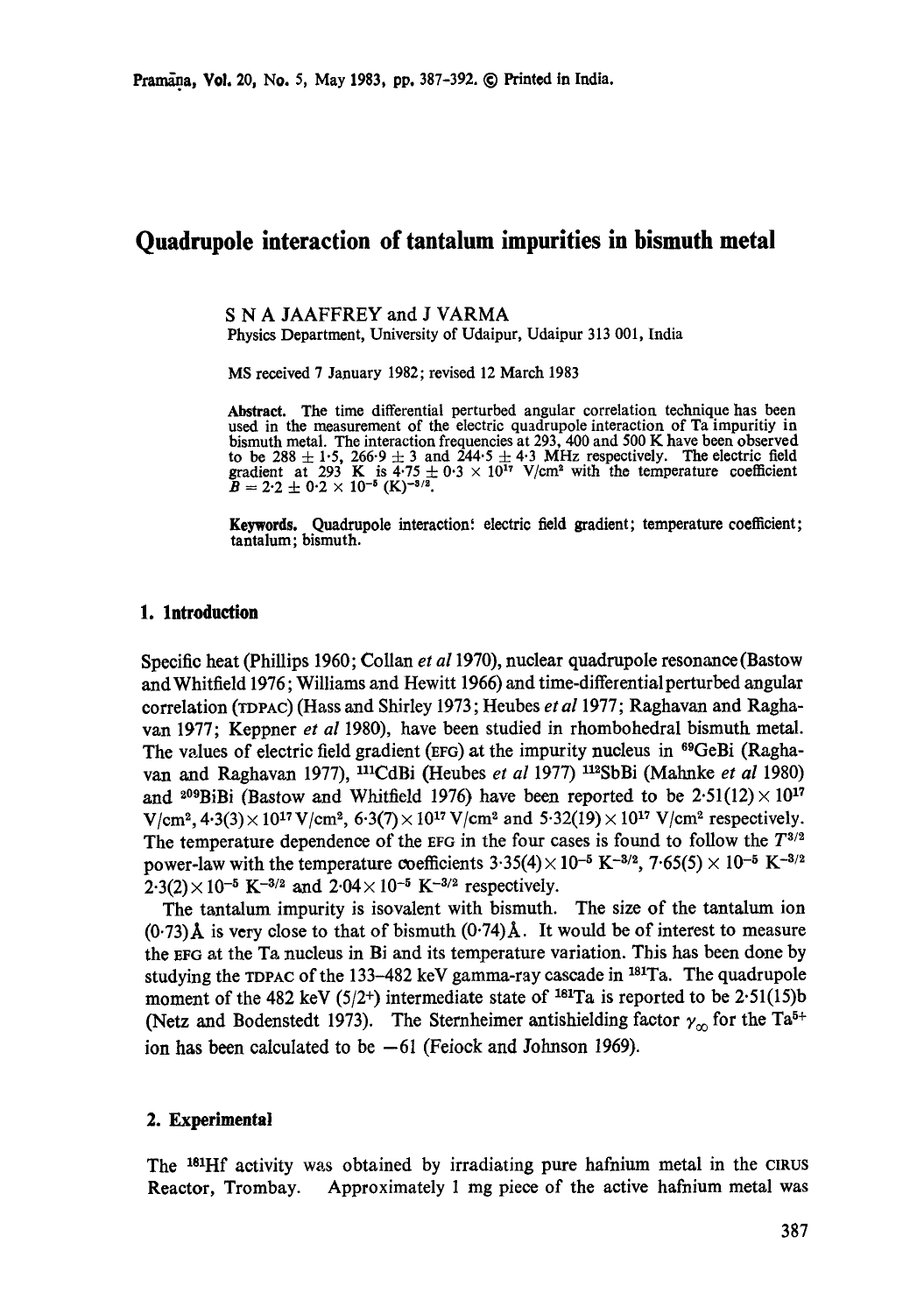# Quadrupole interaction of tantalum impurities in bismuth metal

S N A JAAFFREY and J VARMA

Physics Department, University of Udaipur, Udaipur 313 001, India

MS received 7 January 1982; revised 12 March 1983

**Abstract.** The time differential perturbed angular correlation technique has been used in the measurement of the electric quadrupole interaction of Ta impuritiy in bismuth metal. The interaction frequencies at 293, 400 and 500 K have been observed to be $288 \pm 1\cdot5$, $266\cdot9 \pm 3$ and $244\cdot5 \pm 4\cdot3$ MHz respectively. The electric field gradient at 293 K is $4\cdot75 \pm 0\cdot3 \times 10^{17}$ V/cm$^2$ with the temperature coefficient $B = 2\cdot2 \pm 0\cdot2 \times 10^{-5}$ (K)$^{-3/2}$.

**Keywords.** Quadrupole interaction; electric field gradient; temperature coefficient; tantalum; bismuth.

## 1. Introduction

Specific heat (Phillips 1960; Collan *et al* 1970), nuclear quadrupole resonance (Bastow and Whitfield 1976; Williams and Hewitt 1966) and time-differential perturbed angular correlation (TDPAC) (Hass and Shirley 1973; Heubes *et al* 1977; Raghavan and Raghavan 1977; Keppner *et al* 1980), have been studied in rhombohedral bismuth metal. The values of electric field gradient (EFG) at the impurity nucleus in $^{69}$GeBi (Raghavan and Raghavan 1977), $^{111}$CdBi (Heubes *et al* 1977) $^{112}$SbBi (Mahnke *et al* 1980) and $^{209}$BiBi (Bastow and Whitfield 1976) have been reported to be $2\cdot51(12) \times 10^{17}$ V/cm$^2$, $4\cdot3(3) \times 10^{17}$ V/cm$^2$, $6\cdot3(7) \times 10^{17}$ V/cm$^2$ and $5\cdot32(19) \times 10^{17}$ V/cm$^2$ respectively. The temperature dependence of the EFG in the four cases is found to follow the $T^{3/2}$ power-law with the temperature coefficients $3\cdot35(4) \times 10^{-5}$ K$^{-3/2}$, $7\cdot65(5) \times 10^{-5}$ K$^{-3/2}$ $2\cdot3(2) \times 10^{-5}$ K$^{-3/2}$ and $2\cdot04 \times 10^{-5}$ K$^{-3/2}$ respectively.

The tantalum impurity is isovalent with bismuth. The size of the tantalum ion (0·73) Å is very close to that of bismuth (0·74) Å. It would be of interest to measure the EFG at the Ta nucleus in Bi and its temperature variation. This has been done by studying the TDPAC of the 133–482 keV gamma-ray cascade in $^{181}$Ta. The quadrupole moment of the 482 keV ($5/2^+$) intermediate state of $^{181}$Ta is reported to be 2·51(15)b (Netz and Bodenstedt 1973). The Sternheimer antishielding factor $\gamma_\infty$ for the $Ta^{5+}$ ion has been calculated to be $-61$ (Feiock and Johnson 1969).

## 2. Experimental

The $^{181}$Hf activity was obtained by irradiating pure hafnium metal in the CIRUS Reactor, Trombay. Approximately 1 mg piece of the active hafnium metal was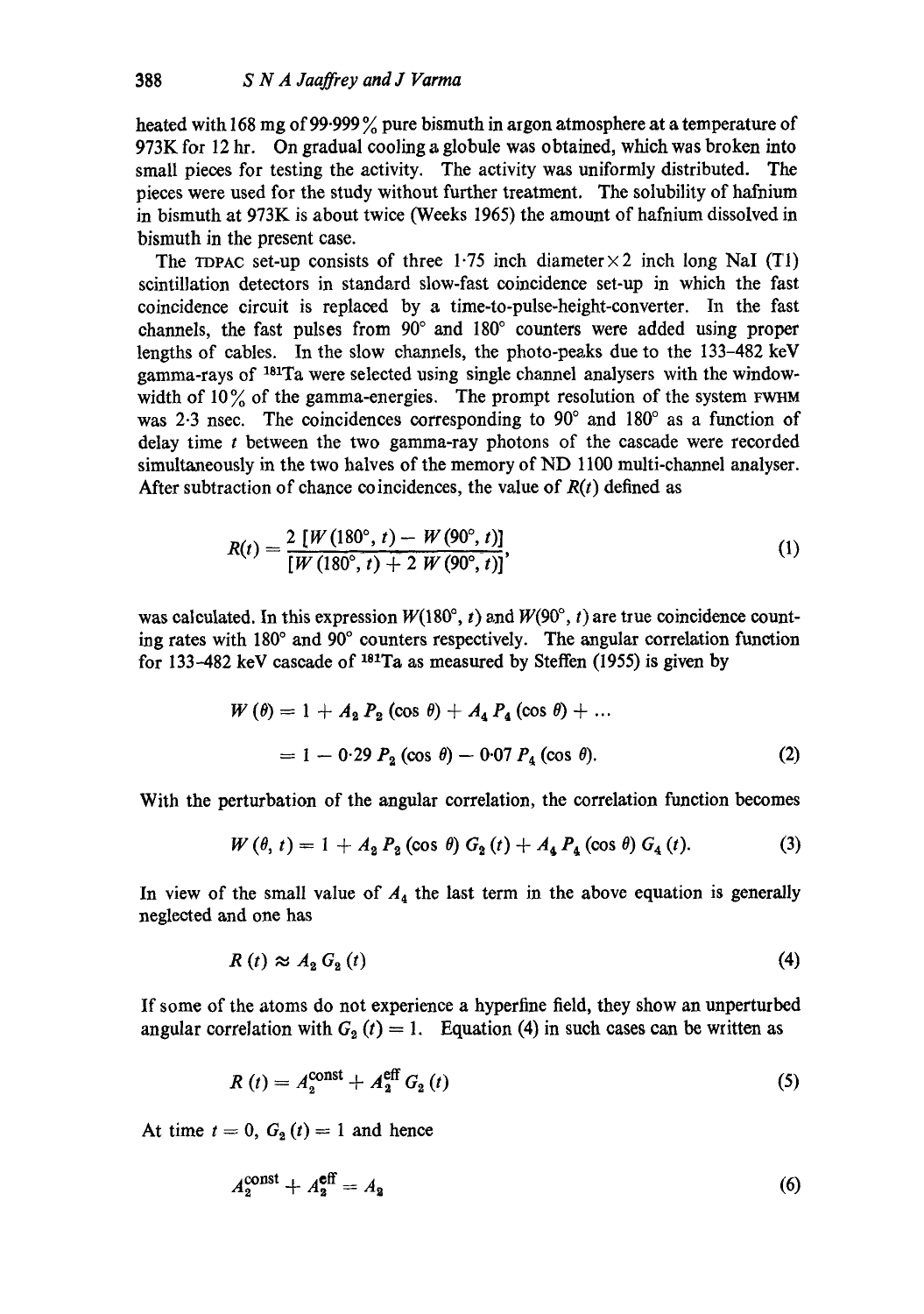heated with 168 mg of 99·999 % pure bismuth in argon atmosphere at a temperature of 973K for 12 hr. On gradual cooling a globule was obtained, which was broken into small pieces for testing the activity. The activity was uniformly distributed. The pieces were used for the study without further treatment. The solubility of hafnium in bismuth at 973K is about twice (Weeks 1965) the amount of hafnium dissolved in bismuth in the present case.

The TDPAC set-up consists of three 1·75 inch diameter × 2 inch long NaI (Tl) scintillation detectors in standard slow-fast coincidence set-up in which the fast coincidence circuit is replaced by a time-to-pulse-height-converter. In the fast channels, the fast pulses from 90° and 180° counters were added using proper lengths of cables. In the slow channels, the photo-peaks due to the 133–482 keV gamma-rays of $^{181}$Ta were selected using single channel analysers with the window-width of 10 % of the gamma-energies. The prompt resolution of the system FWHM was 2·3 nsec. The coincidences corresponding to 90° and 180° as a function of delay time $t$ between the two gamma-ray photons of the cascade were recorded simultaneously in the two halves of the memory of ND 1100 multi-channel analyser. After subtraction of chance coincidences, the value of $R(t)$ defined as

$$R(t) = \frac{2\,[W(180°, t) - W(90°, t)]}{[W(180°, t) + 2\,W(90°, t)]}, \tag{1}$$

was calculated. In this expression $W(180°, t)$ and $W(90°, t)$ are true coincidence counting rates with 180° and 90° counters respectively. The angular correlation function for 133–482 keV cascade of $^{181}$Ta as measured by Steffen (1955) is given by

$$\begin{aligned} W(\theta) &= 1 + A_2 P_2 (\cos\theta) + A_4 P_4 (\cos\theta) + \ldots \\ &= 1 - 0{\cdot}29\, P_2 (\cos\theta) - 0{\cdot}07\, P_4 (\cos\theta). \end{aligned} \tag{2}$$

With the perturbation of the angular correlation, the correlation function becomes

$$W(\theta, t) = 1 + A_2 P_2 (\cos\theta)\, G_2(t) + A_4 P_4 (\cos\theta)\, G_4(t). \tag{3}$$

In view of the small value of $A_4$ the last term in the above equation is generally neglected and one has

$$R(t) \approx A_2\, G_2(t) \tag{4}$$

If some of the atoms do not experience a hyperfine field, they show an unperturbed angular correlation with $G_2(t) = 1$. Equation (4) in such cases can be written as

$$R(t) = A_2^{\text{const}} + A_2^{\text{eff}}\, G_2(t) \tag{5}$$

At time $t = 0$, $G_2(t) = 1$ and hence

$$A_2^{\text{const}} + A_2^{\text{eff}} = A_2 \tag{6}$$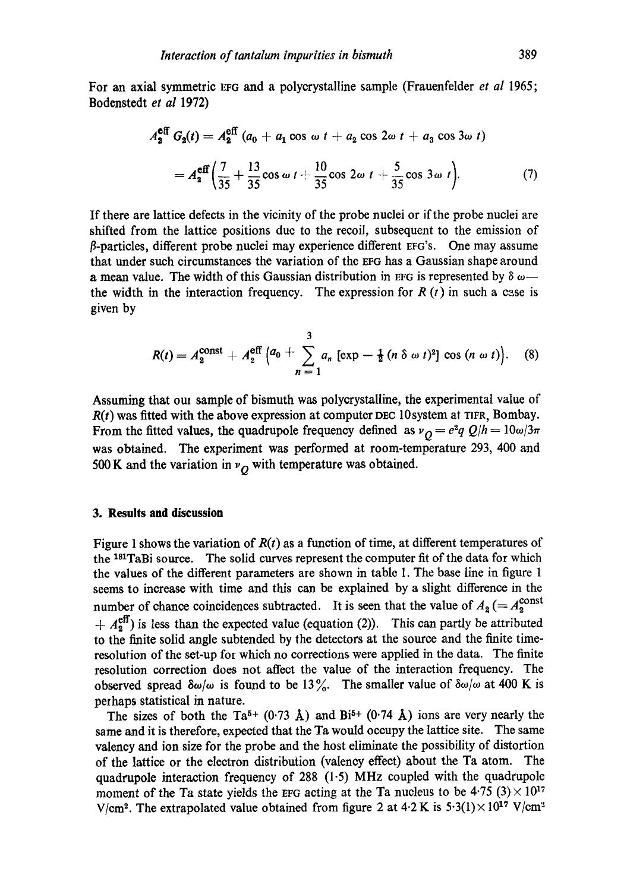For an axial symmetric EFG and a polycrystalline sample (Frauenfelder *et al* 1965; Bodenstedt *et al* 1972)

$$A_2^{\text{eff}}\, G_2(t) = A_2^{\text{eff}}\,(a_0 + a_1 \cos \omega t + a_2 \cos 2\omega t + a_3 \cos 3\omega t)$$

$$= A_2^{\text{eff}}\left(\frac{7}{35} + \frac{13}{35}\cos \omega t + \frac{10}{35}\cos 2\omega t + \frac{5}{35}\cos 3\omega t\right). \tag{7}$$

If there are lattice defects in the vicinity of the probe nuclei or if the probe nuclei are shifted from the lattice positions due to the recoil, subsequent to the emission of $\beta$-particles, different probe nuclei may experience different EFG's. One may assume that under such circumstances the variation of the EFG has a Gaussian shape around a mean value. The width of this Gaussian distribution in EFG is represented by $\delta\,\omega$—the width in the interaction frequency. The expression for $R(t)$ in such a case is given by

$$R(t) = A_2^{\text{const}} + A_2^{\text{eff}}\left(a_0 + \sum_{n=1}^{3} a_n \left[\exp - \tfrac{1}{2}(n\,\delta\,\omega\,t)^2\right] \cos(n\,\omega\,t)\right). \tag{8}$$

Assuming that our sample of bismuth was polycrystalline, the experimental value of $R(t)$ was fitted with the above expression at computer DEC 10system at TIFR, Bombay. From the fitted values, the quadrupole frequency defined as $\nu_Q = e^2 q\, Q/h = 10\omega/3\pi$ was obtained. The experiment was performed at room-temperature 293, 400 and 500 K and the variation in $\nu_Q$ with temperature was obtained.

## 3. Results and discussion

Figure 1 shows the variation of $R(t)$ as a function of time, at different temperatures of the $^{181}$TaBi source. The solid curves represent the computer fit of the data for which the values of the different parameters are shown in table 1. The base line in figure 1 seems to increase with time and this can be explained by a slight difference in the number of chance coincidences subtracted. It is seen that the value of $A_2\,(= A_2^{\text{const}} + A_2^{\text{eff}})$ is less than the expected value (equation (2)). This can partly be attributed to the finite solid angle subtended by the detectors at the source and the finite time-resolution of the set-up for which no corrections were applied in the data. The finite resolution correction does not affect the value of the interaction frequency. The observed spread $\delta\omega/\omega$ is found to be 13%. The smaller value of $\delta\omega/\omega$ at 400 K is perhaps statistical in nature.

The sizes of both the $Ta^{5+}$ (0·73 Å) and $Bi^{5+}$ (0·74 Å) ions are very nearly the same and it is therefore, expected that the Ta would occupy the lattice site. The same valency and ion size for the probe and the host eliminate the possibility of distortion of the lattice or the electron distribution (valency effect) about the Ta atom. The quadrupole interaction frequency of 288 (1·5) MHz coupled with the quadrupole moment of the Ta state yields the EFG acting at the Ta nucleus to be $4{\cdot}75\,(3) \times 10^{17}$ V/cm$^2$. The extrapolated value obtained from figure 2 at 4·2 K is $5{\cdot}3(1) \times 10^{17}$ V/cm$^2$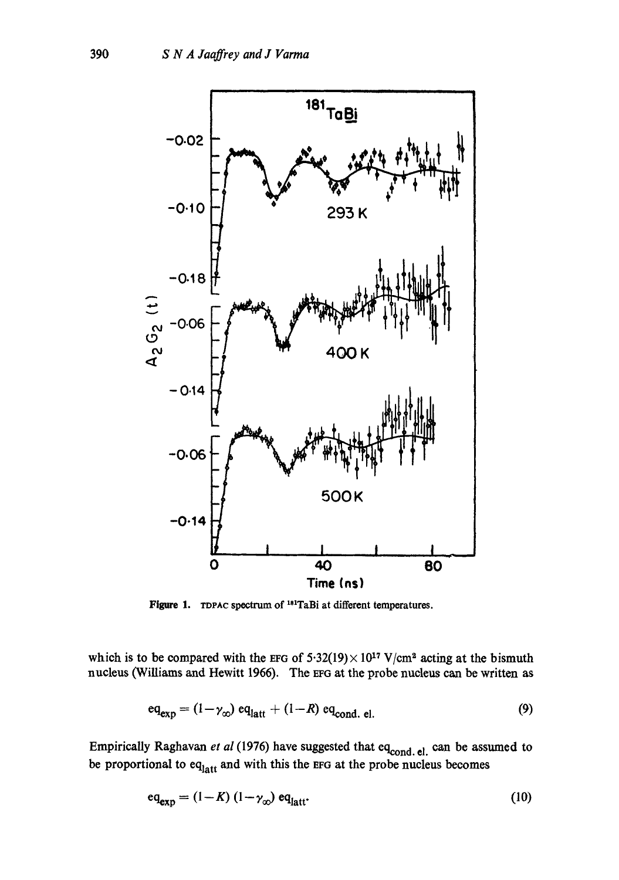Figure 1. TDPAC spectrum of $^{181}$TaBi at different temperatures.

which is to be compared with the EFG of $5{\cdot}32(19) \times 10^{17}$ V/cm$^2$ acting at the bismuth nucleus (Williams and Hewitt 1966). The EFG at the probe nucleus can be written as

$$eq_{exp} = (1-\gamma_{\infty})\, eq_{latt} + (1-R)\, eq_{cond.\ el.} \tag{9}$$

Empirically Raghavan *et al* (1976) have suggested that $eq_{cond.\ el.}$ can be assumed to be proportional to $eq_{latt}$ and with this the EFG at the probe nucleus becomes

$$eq_{exp} = (1-K)\,(1-\gamma_{\infty})\, eq_{latt}. \tag{10}$$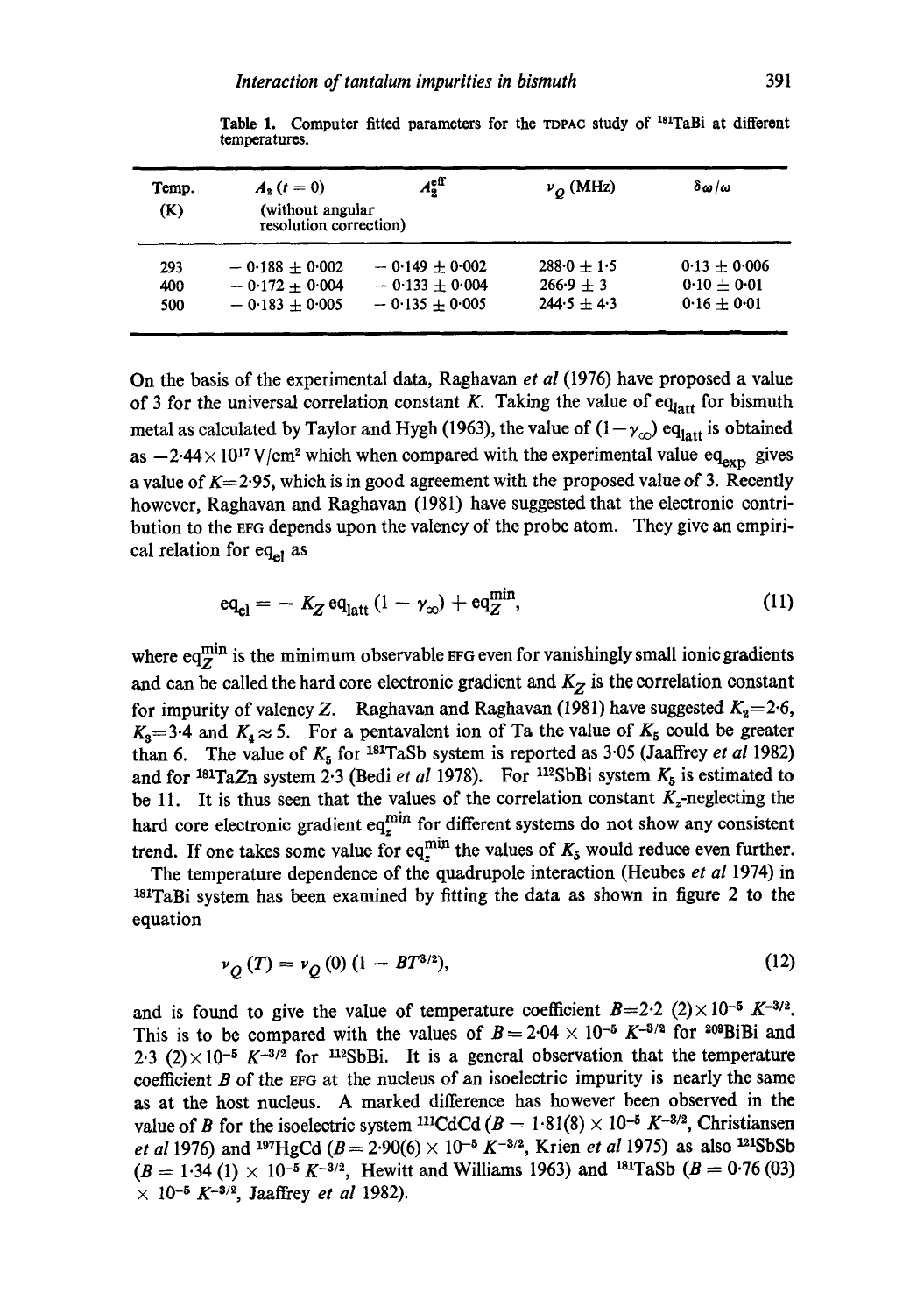**Table 1.** Computer fitted parameters for the TDPAC study of $^{181}$TaBi at different temperatures.

| Temp. (K) | $A_2$ ($t = 0$) (without angular resolution correction) | $A_2^{\text{eff}}$ | $\nu_Q$ (MHz) | $\delta\omega/\omega$ |
|---|---|---|---|---|
| 293 | $-0.188 \pm 0.002$ | $-0.149 \pm 0.002$ | $288.0 \pm 1.5$ | $0.13 \pm 0.006$ |
| 400 | $-0.172 \pm 0.004$ | $-0.133 \pm 0.004$ | $266.9 \pm 3$ | $0.10 \pm 0.01$ |
| 500 | $-0.183 \pm 0.005$ | $-0.135 \pm 0.005$ | $244.5 \pm 4.3$ | $0.16 \pm 0.01$ |

On the basis of the experimental data, Raghavan *et al* (1976) have proposed a value of 3 for the universal correlation constant $K$. Taking the value of $eq_{\text{latt}}$ for bismuth metal as calculated by Taylor and Hygh (1963), the value of $(1-\gamma_\infty)\, eq_{\text{latt}}$ is obtained as $-2.44 \times 10^{17}$ V/cm$^2$ which when compared with the experimental value $eq_{\text{exp}}$ gives a value of $K=2.95$, which is in good agreement with the proposed value of 3. Recently however, Raghavan and Raghavan (1981) have suggested that the electronic contribution to the EFG depends upon the valency of the probe atom. They give an empirical relation for $eq_{\text{el}}$ as

$$eq_{\text{el}} = -K_Z\, eq_{\text{latt}}\,(1-\gamma_\infty) + eq_Z^{\text{min}}, \tag{11}$$

where $eq_Z^{\text{min}}$ is the minimum observable EFG even for vanishingly small ionic gradients and can be called the hard core electronic gradient and $K_Z$ is the correlation constant for impurity of valency $Z$. Raghavan and Raghavan (1981) have suggested $K_2=2.6$, $K_3=3.4$ and $K_4 \approx 5$. For a pentavalent ion of Ta the value of $K_5$ could be greater than 6. The value of $K_5$ for $^{181}$TaSb system is reported as 3.05 (Jaaffrey *et al* 1982) and for $^{181}$TaZn system 2.3 (Bedi *et al* 1978). For $^{112}$SbBi system $K_5$ is estimated to be 11. It is thus seen that the values of the correlation constant $K_z$-neglecting the hard core electronic gradient $eq_z^{\text{min}}$ for different systems do not show any consistent trend. If one takes some value for $eq_z^{\text{min}}$ the values of $K_5$ would reduce even further.

The temperature dependence of the quadrupole interaction (Heubes *et al* 1974) in $^{181}$TaBi system has been examined by fitting the data as shown in figure 2 to the equation

$$\nu_Q(T) = \nu_Q(0)\,(1 - BT^{3/2}), \tag{12}$$

and is found to give the value of temperature coefficient $B=2.2\,(2)\times 10^{-5}\,K^{-3/2}$. This is to be compared with the values of $B=2.04\times 10^{-5}\,K^{-3/2}$ for $^{209}$BiBi and $2.3\,(2)\times 10^{-5}\,K^{-3/2}$ for $^{112}$SbBi. It is a general observation that the temperature coefficient $B$ of the EFG at the nucleus of an isoelectric impurity is nearly the same as at the host nucleus. A marked difference has however been observed in the value of $B$ for the isoelectric system $^{111}$CdCd ($B = 1.81(8)\times 10^{-5}\,K^{-3/2}$, Christiansen *et al* 1976) and $^{197}$HgCd ($B = 2.90(6)\times 10^{-5}\,K^{-3/2}$, Krien *et al* 1975) as also $^{121}$SbSb ($B = 1.34\,(1)\times 10^{-5}\,K^{-3/2}$, Hewitt and Williams 1963) and $^{181}$TaSb ($B = 0.76\,(03)\times 10^{-5}\,K^{-3/2}$, Jaaffrey *et al* 1982).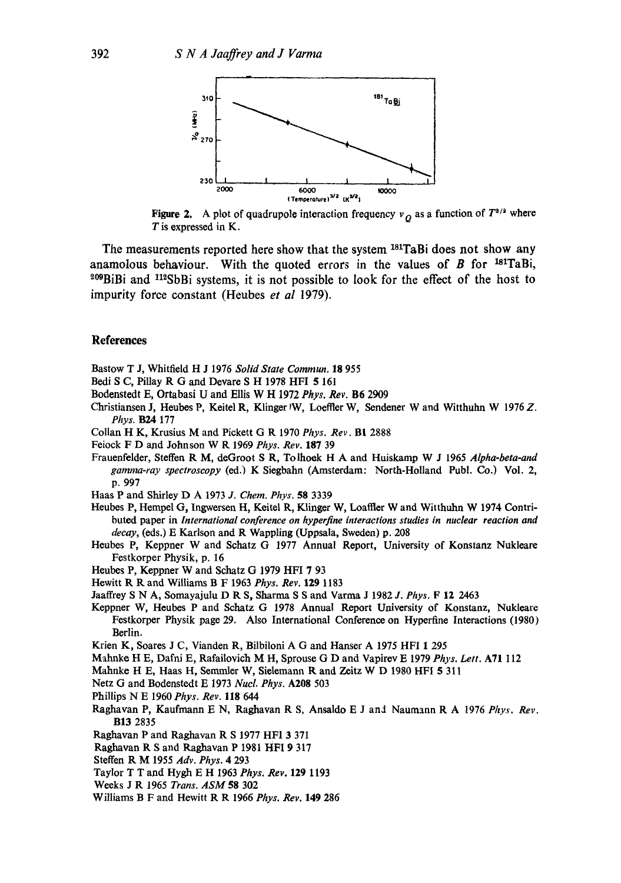310

270

230

2000

6000

10000

$^{181}$TaBi

$\nu_Q$ (MHz)

(Temperature)$^{3/2}$ (K$^{3/2}$)

**Figure 2.** A plot of quadrupole interaction frequency $\nu_Q$ as a function of $T^{3/2}$ where $T$ is expressed in K.

The measurements reported here show that the system $^{181}$TaBi does not show any anamolous behaviour. With the quoted errors in the values of $B$ for $^{181}$TaBi, $^{209}$BiBi and $^{112}$SbBi systems, it is not possible to look for the effect of the host to impurity force constant (Heubes *et al* 1979).

## References

Bastow T J, Whitfield H J 1976 *Solid State Commun.* **18** 955

Bedi S C, Pillay R G and Devare S H 1978 HFI **5** 161

Bodenstedt E, Ortabasi U and Ellis W H 1972 *Phys. Rev.* **B6** 2909

Christiansen J, Heubes P, Keitel R, Klinger W, Loeffler W, Sendener W and Witthuhn W 1976 *Z. Phys.* **B24** 177

Collan H K, Krusius M and Pickett G R 1970 *Phys. Rev.* **B1** 2888

Feiock F D and Johnson W R 1969 *Phys. Rev.* **187** 39

Frauenfelder, Steffen R M, deGroot S R, Tolhoek H A and Huiskamp W J 1965 *Alpha-beta-and gamma-ray spectroscopy* (ed.) K Siegbahn (Amsterdam: North-Holland Publ. Co.) Vol. 2, p. 997

Haas P and Shirley D A 1973 *J. Chem. Phys.* **58** 3339

Heubes P, Hempel G, Ingwersen H, Keitel R, Klinger W, Loaffler W and Witthuhn W 1974 Contributed paper in *International conference on hyperfine interactions studies in nuclear reaction and decay*, (eds.) E Karlson and R Wappling (Uppsala, Sweden) p. 208

Heubes P, Keppner W and Schatz G 1977 Annual Report, University of Konstanz Nukleare Festkorper Physik, p. 16

Heubes P, Keppner W and Schatz G 1979 HFI **7** 93

Hewitt R R and Williams B F 1963 *Phys. Rev.* **129** 1183

Jaaffrey S N A, Somayajulu D R S, Sharma S S and Varma J 1982 *J. Phys.* **F 12** 2463

Keppner W, Heubes P and Schatz G 1978 Annual Report University of Konstanz, Nukleare Festkorper Physik page 29. Also International Conference on Hyperfine Interactions (1980) Berlin.

Krien K, Soares J C, Vianden R, Bilbiloni A G and Hanser A 1975 HFI **1** 295

Mahnke H E, Dafni E, Rafailovich M H, Sprouse G D and Vapirev E 1979 *Phys. Lett.* **A71** 112

Mahnke H E, Haas H, Semmler W, Sielemann R and Zeitz W D 1980 HFI **5** 311

Netz G and Bodenstedt E 1973 *Nucl. Phys.* **A208** 503

Phillips N E 1960 *Phys. Rev.* **118** 644

Raghavan P, Kaufmann E N, Raghavan R S, Ansaldo E J and Naumann R A 1976 *Phys. Rev.* **B13** 2835

Raghavan P and Raghavan R S 1977 HFI **3** 371

Raghavan R S and Raghavan P 1981 HFI **9** 317

Steffen R M 1955 *Adv. Phys.* **4** 293

Taylor T T and Hygh E H 1963 *Phys. Rev.* **129** 1193

Weeks J R 1965 *Trans. ASM* **58** 302

Williams B F and Hewitt R R 1966 *Phys. Rev.* **149** 286